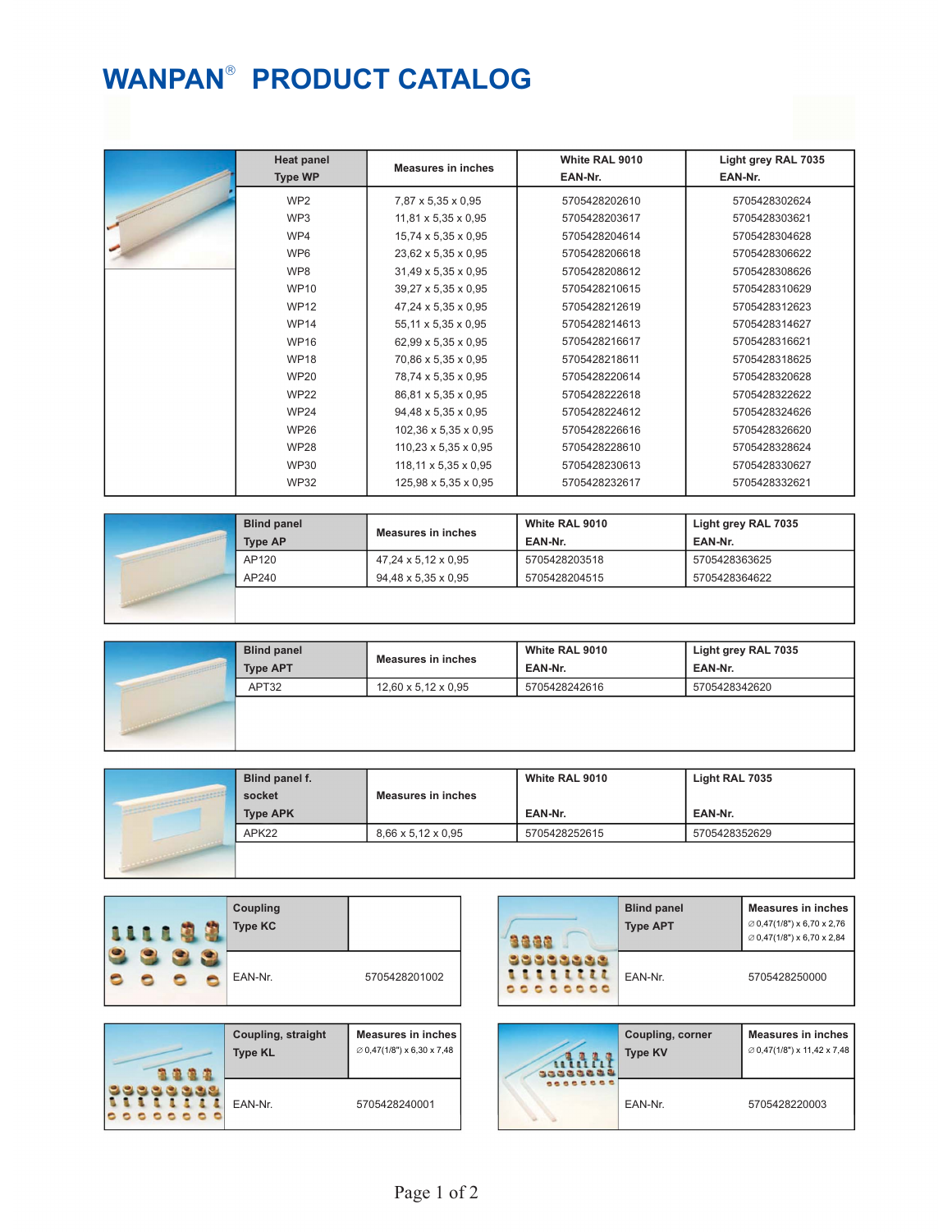# WANPAN® PRODUCT CATALOG

| Heat panel Type WP | Measures in inches | White RAL 9010 EAN-Nr. | Light grey RAL 7035 EAN-Nr. |
|---|---|---|---|
| WP2 | 7,87 x 5,35 x 0,95 | 5705428202610 | 5705428302624 |
| WP3 | 11,81 x 5,35 x 0,95 | 5705428203617 | 5705428303621 |
| WP4 | 15,74 x 5,35 x 0,95 | 5705428204614 | 5705428304628 |
| WP6 | 23,62 x 5,35 x 0,95 | 5705428206618 | 5705428306622 |
| WP8 | 31,49 x 5,35 x 0,95 | 5705428208612 | 5705428308626 |
| WP10 | 39,27 x 5,35 x 0,95 | 5705428210615 | 5705428310629 |
| WP12 | 47,24 x 5,35 x 0,95 | 5705428212619 | 5705428312623 |
| WP14 | 55,11 x 5,35 x 0,95 | 5705428214613 | 5705428314627 |
| WP16 | 62,99 x 5,35 x 0,95 | 5705428216617 | 5705428316621 |
| WP18 | 70,86 x 5,35 x 0,95 | 5705428218611 | 5705428318625 |
| WP20 | 78,74 x 5,35 x 0,95 | 5705428220614 | 5705428320628 |
| WP22 | 86,81 x 5,35 x 0,95 | 5705428222618 | 5705428322622 |
| WP24 | 94,48 x 5,35 x 0,95 | 5705428224612 | 5705428324626 |
| WP26 | 102,36 x 5,35 x 0,95 | 5705428226616 | 5705428326620 |
| WP28 | 110,23 x 5,35 x 0,95 | 5705428228610 | 5705428328624 |
| WP30 | 118,11 x 5,35 x 0,95 | 5705428230613 | 5705428330627 |
| WP32 | 125,98 x 5,35 x 0,95 | 5705428232617 | 5705428332621 |

| Blind panel Type AP | Measures in inches | White RAL 9010 EAN-Nr. | Light grey RAL 7035 EAN-Nr. |
|---|---|---|---|
| AP120 | 47,24 x 5,12 x 0,95 | 5705428203518 | 5705428363625 |
| AP240 | 94,48 x 5,35 x 0,95 | 5705428204515 | 5705428364622 |

| Blind panel Type APT | Measures in inches | White RAL 9010 EAN-Nr. | Light grey RAL 7035 EAN-Nr. |
|---|---|---|---|
| APT32 | 12,60 x 5,12 x 0,95 | 5705428242616 | 5705428342620 |

| Blind panel f. socket Type APK | Measures in inches | White RAL 9010 EAN-Nr. | Light RAL 7035 EAN-Nr. |
|---|---|---|---|
| APK22 | 8,66 x 5,12 x 0,95 | 5705428252615 | 5705428352629 |

| Coupling Type KC | |
|---|---|
| EAN-Nr. | 5705428201002 |

| Blind panel Type APT | Measures in inches ∅ 0,47(1/8") x 6,70 x 2,76 ∅ 0,47(1/8") x 6,70 x 2,84 |
|---|---|
| EAN-Nr. | 5705428250000 |

| Coupling, straight Type KL | Measures in inches ∅ 0,47(1/8") x 6,30 x 7,48 |
|---|---|
| EAN-Nr. | 5705428240001 |

| Coupling, corner Type KV | Measures in inches ∅ 0,47(1/8") x 11,42 x 7,48 |
|---|---|
| EAN-Nr. | 5705428220003 |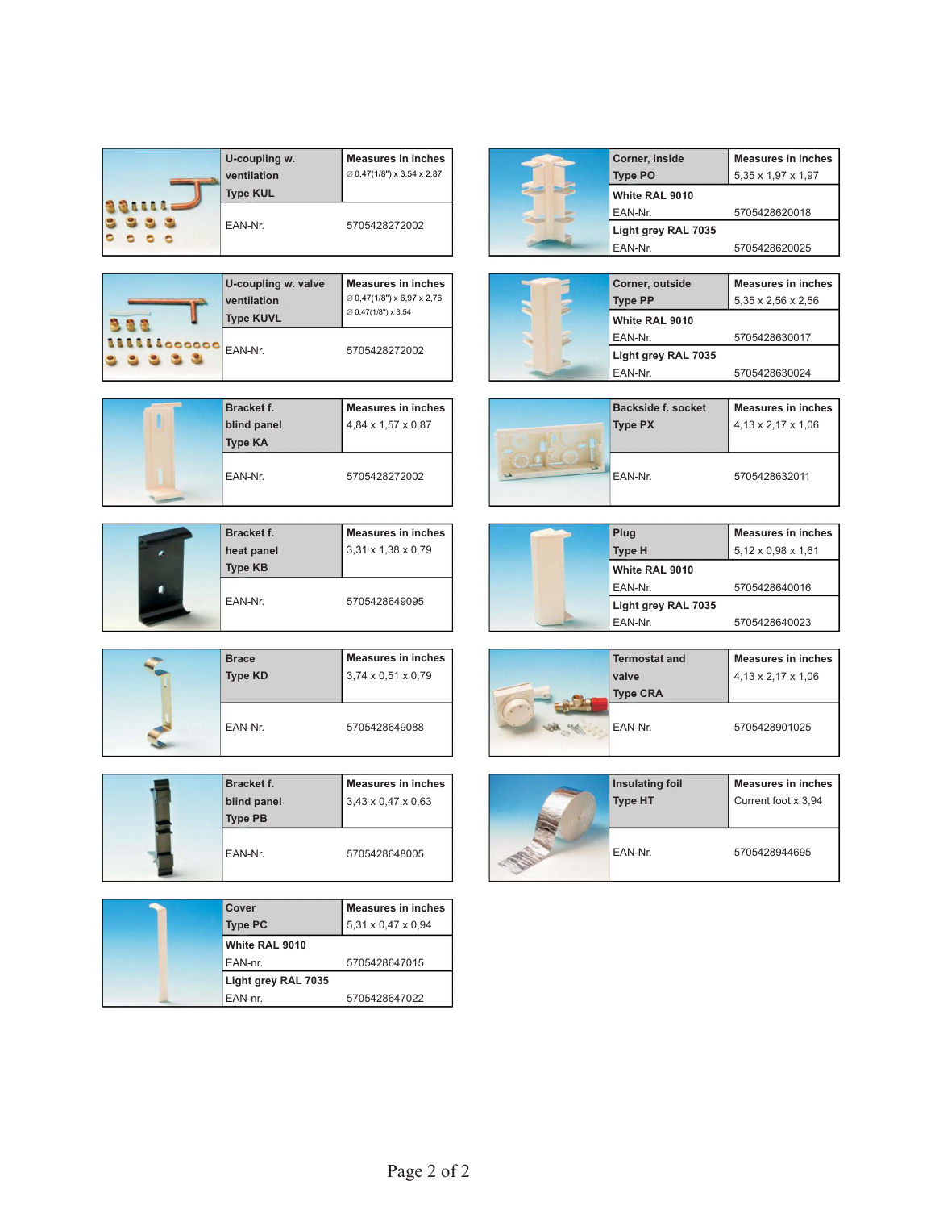| U-coupling w. ventilation Type KUL | Measures in inches |
|---|---|
| | ∅ 0,47(1/8") x 3,54 x 2,87 |
| EAN-Nr. | 5705428272002 |

| U-coupling w. valve ventilation Type KUVL | Measures in inches |
|---|---|
| | ∅ 0,47(1/8") x 6,97 x 2,76 |
| | ∅ 0,47(1/8") x 3,54 |
| EAN-Nr. | 5705428272002 |

| Bracket f. blind panel Type KA | Measures in inches |
|---|---|
| | 4,84 x 1,57 x 0,87 |
| EAN-Nr. | 5705428272002 |

| Bracket f. heat panel Type KB | Measures in inches |
|---|---|
| | 3,31 x 1,38 x 0,79 |
| EAN-Nr. | 5705428649095 |

| Brace Type KD | Measures in inches |
|---|---|
| | 3,74 x 0,51 x 0,79 |
| EAN-Nr. | 5705428649088 |

| Bracket f. blind panel Type PB | Measures in inches |
|---|---|
| | 3,43 x 0,47 x 0,63 |
| EAN-Nr. | 5705428648005 |

| Cover Type PC | Measures in inches |
|---|---|
| | 5,31 x 0,47 x 0,94 |
| **White RAL 9010** | |
| EAN-nr. | 5705428647015 |
| **Light grey RAL 7035** | |
| EAN-nr. | 5705428647022 |

| Corner, inside Type PO | Measures in inches |
|---|---|
| | 5,35 x 1,97 x 1,97 |
| **White RAL 9010** | |
| EAN-Nr. | 5705428620018 |
| **Light grey RAL 7035** | |
| EAN-Nr. | 5705428620025 |

| Corner, outside Type PP | Measures in inches |
|---|---|
| | 5,35 x 2,56 x 2,56 |
| **White RAL 9010** | |
| EAN-Nr. | 5705428630017 |
| **Light grey RAL 7035** | |
| EAN-Nr. | 5705428630024 |

| Backside f. socket Type PX | Measures in inches |
|---|---|
| | 4,13 x 2,17 x 1,06 |
| EAN-Nr. | 5705428632011 |

| Plug Type H | Measures in inches |
|---|---|
| | 5,12 x 0,98 x 1,61 |
| **White RAL 9010** | |
| EAN-Nr. | 5705428640016 |
| **Light grey RAL 7035** | |
| EAN-Nr. | 5705428640023 |

| Termostat and valve Type CRA | Measures in inches |
|---|---|
| | 4,13 x 2,17 x 1,06 |
| EAN-Nr. | 5705428901025 |

| Insulating foil Type HT | Measures in inches |
|---|---|
| | Current foot x 3,94 |
| EAN-Nr. | 5705428944695 |